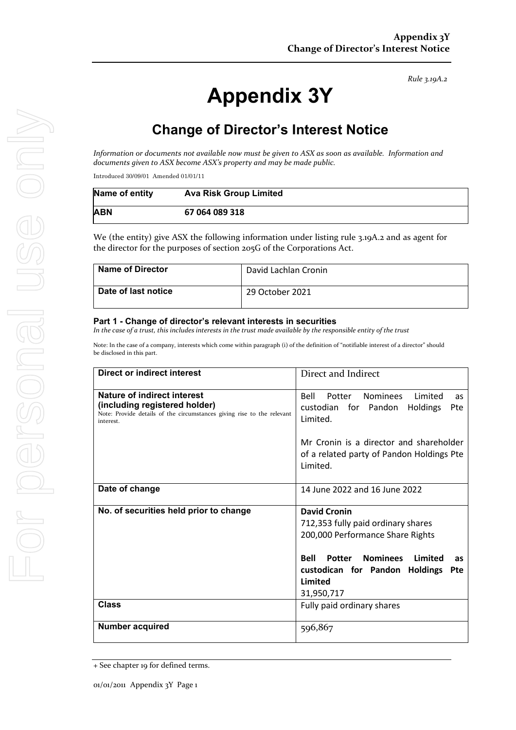*Rule 3.19A.2*

# Appendix 3Y

## Change of Director's Interest Notice

*Information or documents not available now must be given to ASX as soon as available. Information and documents given to ASX become ASX's property and may be made public.*

Introduced 30/09/01 Amended 01/01/11

| Name of entity | Ava Risk Group Limited |
|---|---|
| ABN | 67 064 089 318 |

We (the entity) give ASX the following information under listing rule 3.19A.2 and as agent for the director for the purposes of section 205G of the Corporations Act.

| Name of Director | David Lachlan Cronin |
|---|---|
| Date of last notice | 29 October 2021 |

#### Part 1 - Change of director's relevant interests in securities

*In the case of a trust, this includes interests in the trust made available by the responsible entity of the trust*

Note: In the case of a company, interests which come within paragraph (i) of the definition of "notifiable interest of a director" should be disclosed in this part.

| | |
|---|---|
| **Direct or indirect interest** | Direct and Indirect |
| **Nature of indirect interest (including registered holder)**<br>Note: Provide details of the circumstances giving rise to the relevant interest. | Bell Potter Nominees Limited as custodian for Pandon Holdings Pte Limited.<br><br>Mr Cronin is a director and shareholder of a related party of Pandon Holdings Pte Limited. |
| **Date of change** | 14 June 2022 and 16 June 2022 |
| **No. of securities held prior to change** | **David Cronin**<br>712,353 fully paid ordinary shares<br>200,000 Performance Share Rights<br><br>**Bell Potter Nominees Limited as custodican for Pandon Holdings Pte Limited**<br>31,950,717 |
| **Class** | Fully paid ordinary shares |
| **Number acquired** | 596,867 |

+ See chapter 19 for defined terms.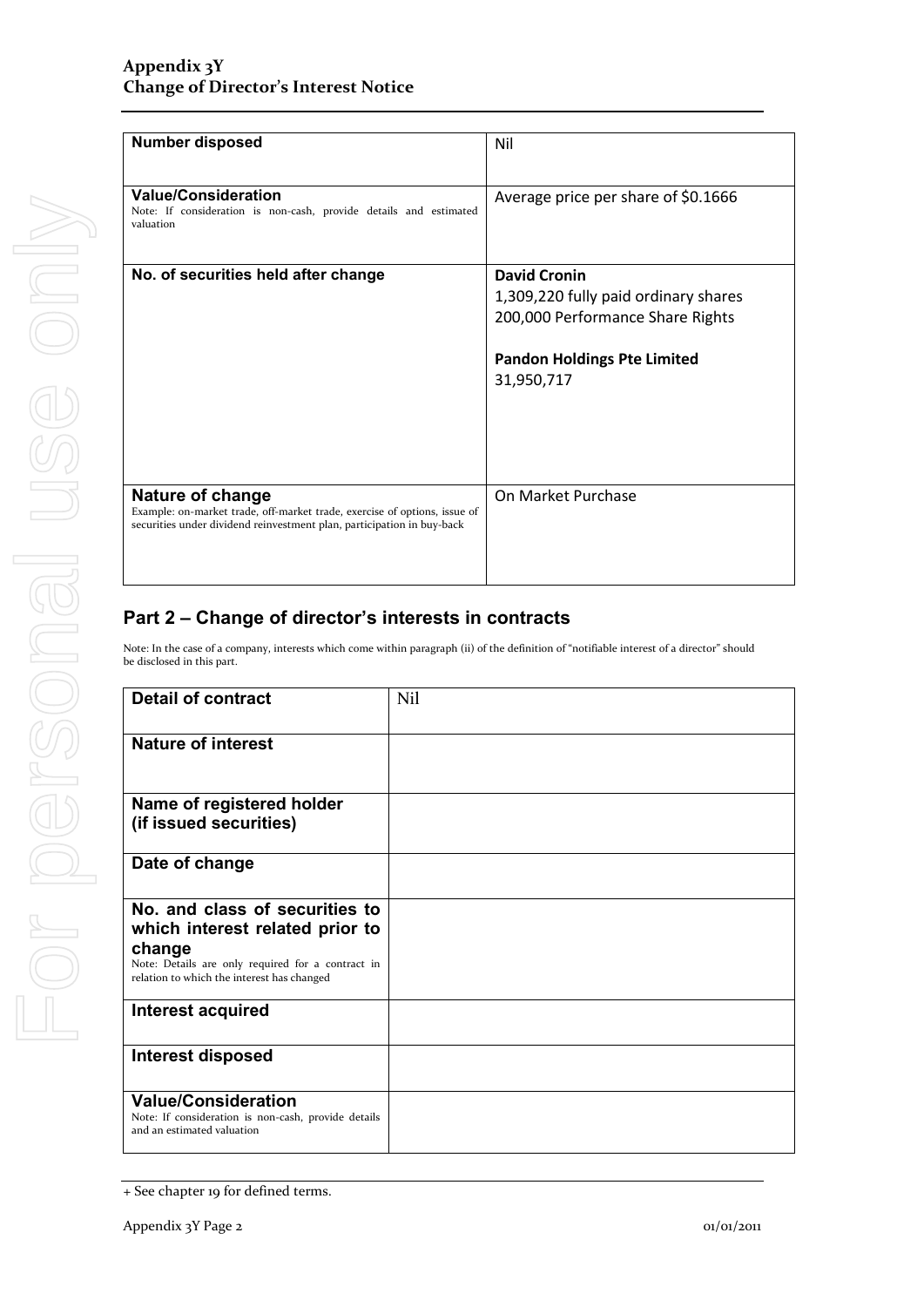| | |
|---|---|
| **Number disposed** | Nil |
| **Value/Consideration**<br>Note: If consideration is non-cash, provide details and estimated valuation | Average price per share of $0.1666 |
| **No. of securities held after change** | **David Cronin**<br>1,309,220 fully paid ordinary shares<br>200,000 Performance Share Rights<br><br>**Pandon Holdings Pte Limited**<br>31,950,717 |
| **Nature of change**<br>Example: on-market trade, off-market trade, exercise of options, issue of securities under dividend reinvestment plan, participation in buy-back | On Market Purchase |

## Part 2 – Change of director's interests in contracts

Note: In the case of a company, interests which come within paragraph (ii) of the definition of "notifiable interest of a director" should be disclosed in this part.

| | |
|---|---|
| **Detail of contract** | Nil |
| **Nature of interest** | |
| **Name of registered holder (if issued securities)** | |
| **Date of change** | |
| **No. and class of securities to which interest related prior to change**<br>Note: Details are only required for a contract in relation to which the interest has changed | |
| **Interest acquired** | |
| **Interest disposed** | |
| **Value/Consideration**<br>Note: If consideration is non-cash, provide details and an estimated valuation | |

+ See chapter 19 for defined terms.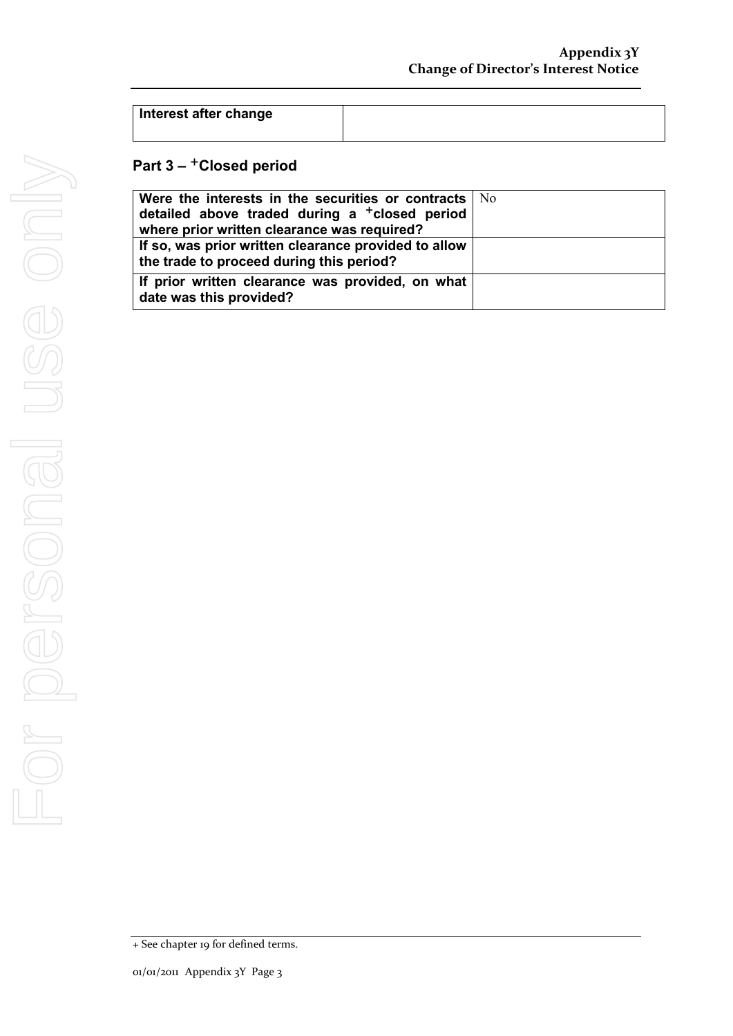| | |
|---|---|
| **Interest after change** | |

## Part 3 – +Closed period

| | |
|---|---|
| **Were the interests in the securities or contracts detailed above traded during a +closed period where prior written clearance was required?** | No |
| **If so, was prior written clearance provided to allow the trade to proceed during this period?** | |
| **If prior written clearance was provided, on what date was this provided?** | |

+ See chapter 19 for defined terms.